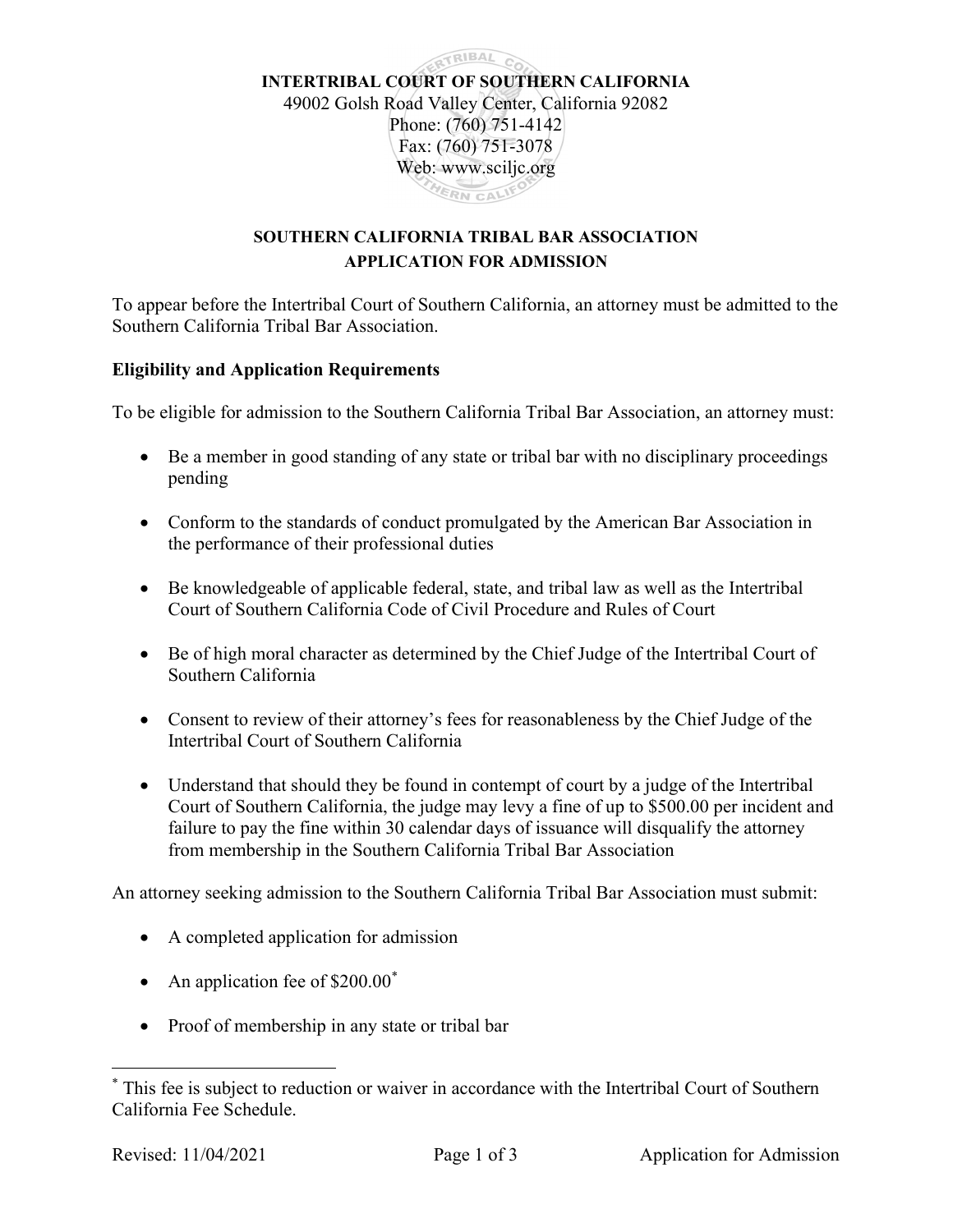**INTERTRIBAL COURT OF SOUTHERN CALIFORNIA**
49002 Golsh Road Valley Center, California 92082
Phone: (760) 751-4142
Fax: (760) 751-3078
Web: www.sciljc.org

## SOUTHERN CALIFORNIA TRIBAL BAR ASSOCIATION APPLICATION FOR ADMISSION

To appear before the Intertribal Court of Southern California, an attorney must be admitted to the Southern California Tribal Bar Association.

### Eligibility and Application Requirements

To be eligible for admission to the Southern California Tribal Bar Association, an attorney must:

- Be a member in good standing of any state or tribal bar with no disciplinary proceedings pending
- Conform to the standards of conduct promulgated by the American Bar Association in the performance of their professional duties
- Be knowledgeable of applicable federal, state, and tribal law as well as the Intertribal Court of Southern California Code of Civil Procedure and Rules of Court
- Be of high moral character as determined by the Chief Judge of the Intertribal Court of Southern California
- Consent to review of their attorney's fees for reasonableness by the Chief Judge of the Intertribal Court of Southern California
- Understand that should they be found in contempt of court by a judge of the Intertribal Court of Southern California, the judge may levy a fine of up to $500.00 per incident and failure to pay the fine within 30 calendar days of issuance will disqualify the attorney from membership in the Southern California Tribal Bar Association

An attorney seeking admission to the Southern California Tribal Bar Association must submit:

- A completed application for admission
- An application fee of $200.00[*]
- Proof of membership in any state or tribal bar

[*] This fee is subject to reduction or waiver in accordance with the Intertribal Court of Southern California Fee Schedule.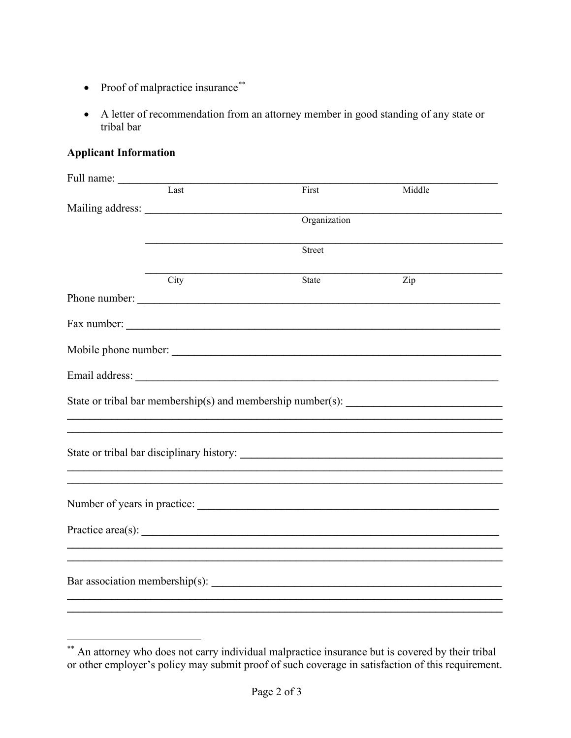- Proof of malpractice insurance[**]

- A letter of recommendation from an attorney member in good standing of any state or tribal bar

**Applicant Information**

Full name: ______________________________________________________________
Last  First  Middle

Mailing address: _________________________________________________________
Organization

_________________________________________________________
Street

_________________________________________________________
City  State  Zip

Phone number: __________________________________________________________

Fax number: ____________________________________________________________

Mobile phone number: ____________________________________________________

Email address: __________________________________________________________

State or tribal bar membership(s) and membership number(s): _____________________
______________________________________________________________________
______________________________________________________________________

State or tribal bar disciplinary history: ______________________________________
______________________________________________________________________
______________________________________________________________________

Number of years in practice: ______________________________________________

Practice area(s): ________________________________________________________
______________________________________________________________________
______________________________________________________________________

Bar association membership(s): ____________________________________________
______________________________________________________________________
______________________________________________________________________

---

[**] An attorney who does not carry individual malpractice insurance but is covered by their tribal or other employer's policy may submit proof of such coverage in satisfaction of this requirement.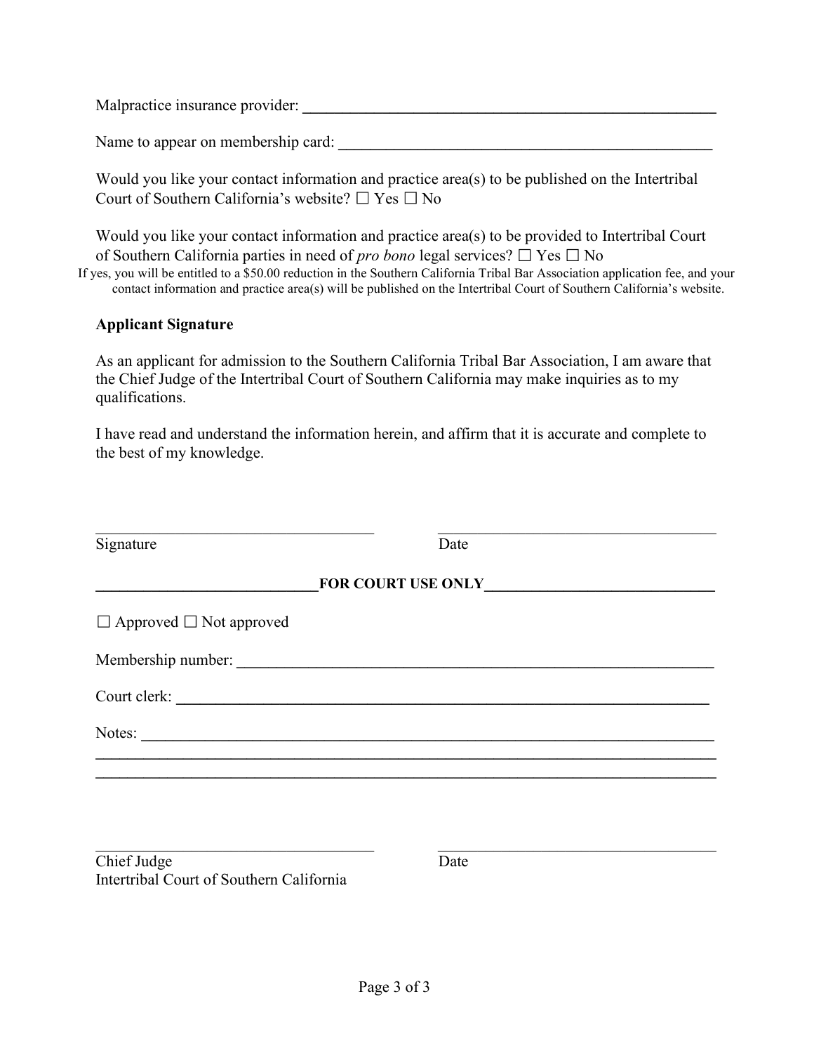Malpractice insurance provider: ______________________________________________

Name to appear on membership card: ___________________________________________

Would you like your contact information and practice area(s) to be published on the Intertribal Court of Southern California's website? ☐ Yes ☐ No

Would you like your contact information and practice area(s) to be provided to Intertribal Court of Southern California parties in need of *pro bono* legal services? ☐ Yes ☐ No

If yes, you will be entitled to a $50.00 reduction in the Southern California Tribal Bar Association application fee, and your contact information and practice area(s) will be published on the Intertribal Court of Southern California's website.

**Applicant Signature**

As an applicant for admission to the Southern California Tribal Bar Association, I am aware that the Chief Judge of the Intertribal Court of Southern California may make inquiries as to my qualifications.

I have read and understand the information herein, and affirm that it is accurate and complete to the best of my knowledge.

______________________________ ______________________________

Signature Date

**FOR COURT USE ONLY**

☐ Approved ☐ Not approved

Membership number: __________________________________________________

Court clerk: ________________________________________________________

Notes: ____________________________________________________________

___________________________________________________________________

___________________________________________________________________

______________________________ ______________________________

Chief Judge
Intertribal Court of Southern California

Date